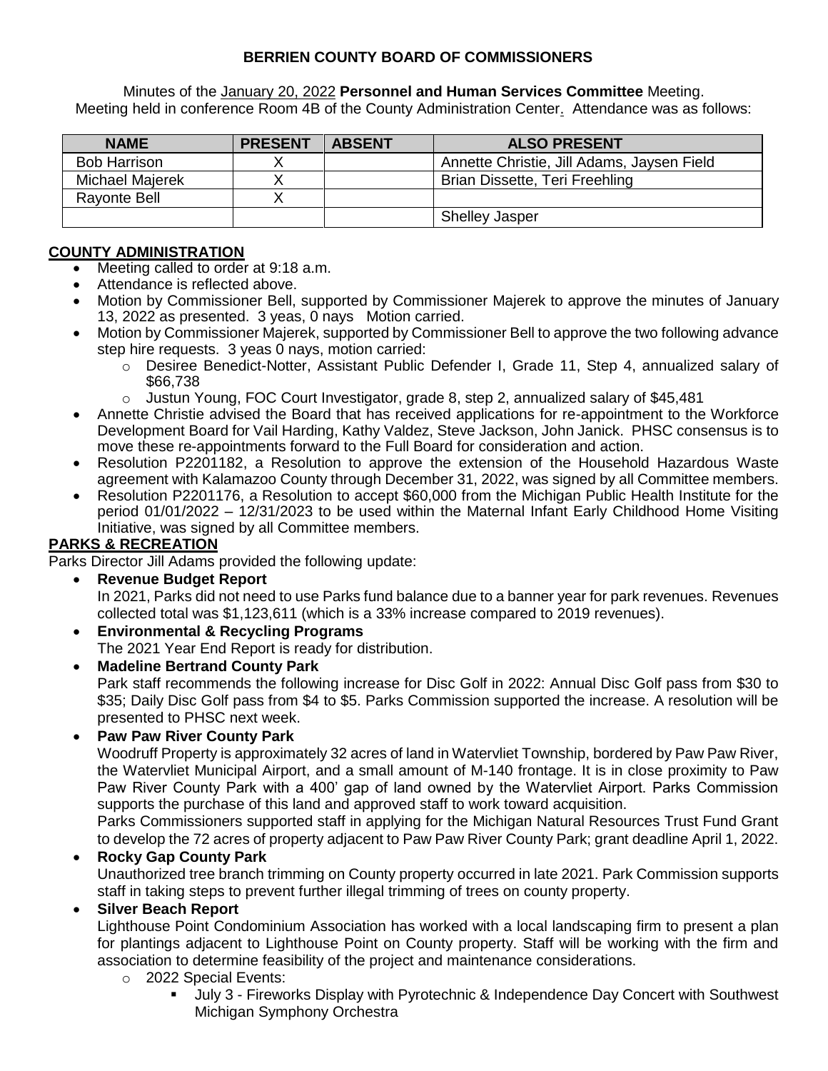**BERRIEN COUNTY BOARD OF COMMISSIONERS**

Minutes of the January 20, 2022 **Personnel and Human Services Committee** Meeting.
Meeting held in conference Room 4B of the County Administration Center. Attendance was as follows:

| NAME | PRESENT | ABSENT | ALSO PRESENT |
|---|---|---|---|
| Bob Harrison | X | | Annette Christie, Jill Adams, Jaysen Field |
| Michael Majerek | X | | Brian Dissette, Teri Freehling |
| Rayonte Bell | X | | |
| | | | Shelley Jasper |

## COUNTY ADMINISTRATION

- Meeting called to order at 9:18 a.m.
- Attendance is reflected above.
- Motion by Commissioner Bell, supported by Commissioner Majerek to approve the minutes of January 13, 2022 as presented. 3 yeas, 0 nays Motion carried.
- Motion by Commissioner Majerek, supported by Commissioner Bell to approve the two following advance step hire requests. 3 yeas 0 nays, motion carried:
  - Desiree Benedict-Notter, Assistant Public Defender I, Grade 11, Step 4, annualized salary of $66,738
  - Justun Young, FOC Court Investigator, grade 8, step 2, annualized salary of $45,481
- Annette Christie advised the Board that has received applications for re-appointment to the Workforce Development Board for Vail Harding, Kathy Valdez, Steve Jackson, John Janick. PHSC consensus is to move these re-appointments forward to the Full Board for consideration and action.
- Resolution P2201182, a Resolution to approve the extension of the Household Hazardous Waste agreement with Kalamazoo County through December 31, 2022, was signed by all Committee members.
- Resolution P2201176, a Resolution to accept $60,000 from the Michigan Public Health Institute for the period 01/01/2022 – 12/31/2023 to be used within the Maternal Infant Early Childhood Home Visiting Initiative, was signed by all Committee members.

## PARKS & RECREATION

Parks Director Jill Adams provided the following update:

- **Revenue Budget Report**
  In 2021, Parks did not need to use Parks fund balance due to a banner year for park revenues. Revenues collected total was $1,123,611 (which is a 33% increase compared to 2019 revenues).
- **Environmental & Recycling Programs**
  The 2021 Year End Report is ready for distribution.
- **Madeline Bertrand County Park**
  Park staff recommends the following increase for Disc Golf in 2022: Annual Disc Golf pass from $30 to $35; Daily Disc Golf pass from $4 to $5. Parks Commission supported the increase. A resolution will be presented to PHSC next week.
- **Paw Paw River County Park**
  Woodruff Property is approximately 32 acres of land in Watervliet Township, bordered by Paw Paw River, the Watervliet Municipal Airport, and a small amount of M-140 frontage. It is in close proximity to Paw Paw River County Park with a 400' gap of land owned by the Watervliet Airport. Parks Commission supports the purchase of this land and approved staff to work toward acquisition.
  Parks Commissioners supported staff in applying for the Michigan Natural Resources Trust Fund Grant to develop the 72 acres of property adjacent to Paw Paw River County Park; grant deadline April 1, 2022.
- **Rocky Gap County Park**
  Unauthorized tree branch trimming on County property occurred in late 2021. Park Commission supports staff in taking steps to prevent further illegal trimming of trees on county property.
- **Silver Beach Report**
  Lighthouse Point Condominium Association has worked with a local landscaping firm to present a plan for plantings adjacent to Lighthouse Point on County property. Staff will be working with the firm and association to determine feasibility of the project and maintenance considerations.
  - 2022 Special Events:
    - July 3 - Fireworks Display with Pyrotechnic & Independence Day Concert with Southwest Michigan Symphony Orchestra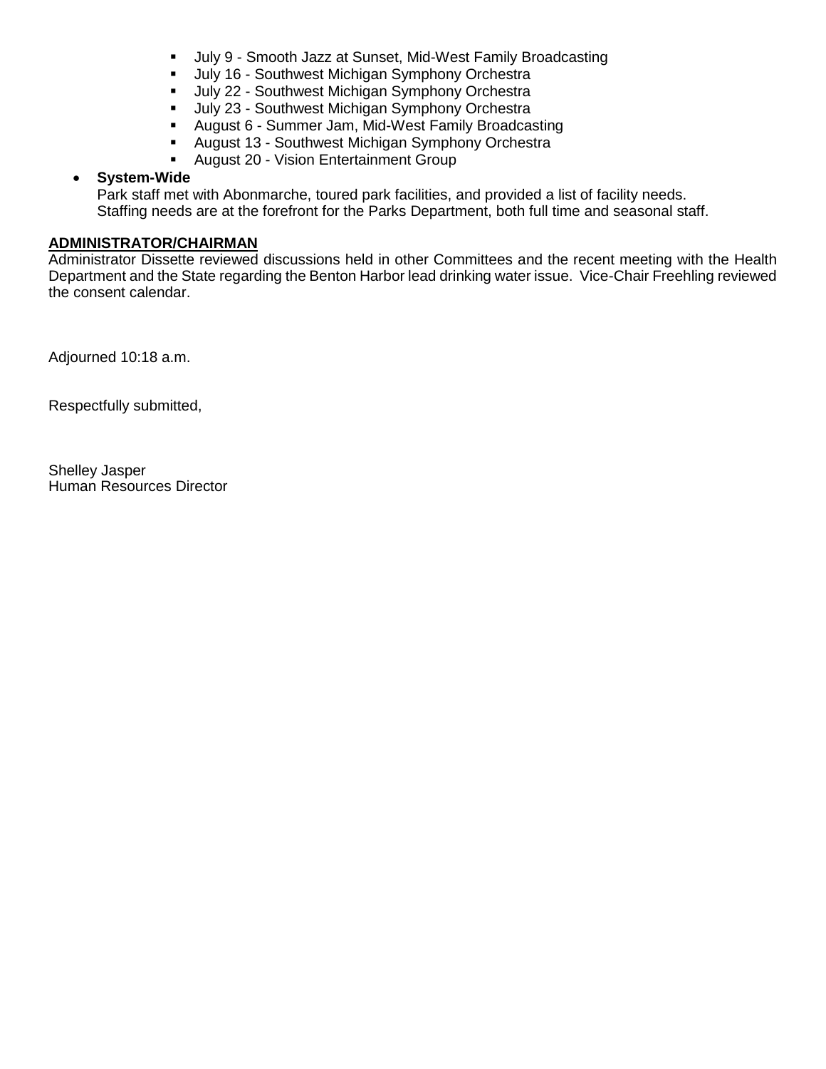- July 9 - Smooth Jazz at Sunset, Mid-West Family Broadcasting
- July 16 - Southwest Michigan Symphony Orchestra
- July 22 - Southwest Michigan Symphony Orchestra
- July 23 - Southwest Michigan Symphony Orchestra
- August 6 - Summer Jam, Mid-West Family Broadcasting
- August 13 - Southwest Michigan Symphony Orchestra
- August 20 - Vision Entertainment Group

- **System-Wide**
  Park staff met with Abonmarche, toured park facilities, and provided a list of facility needs.
  Staffing needs are at the forefront for the Parks Department, both full time and seasonal staff.

**ADMINISTRATOR/CHAIRMAN**

Administrator Dissette reviewed discussions held in other Committees and the recent meeting with the Health Department and the State regarding the Benton Harbor lead drinking water issue. Vice-Chair Freehling reviewed the consent calendar.

Adjourned 10:18 a.m.

Respectfully submitted,

Shelley Jasper
Human Resources Director